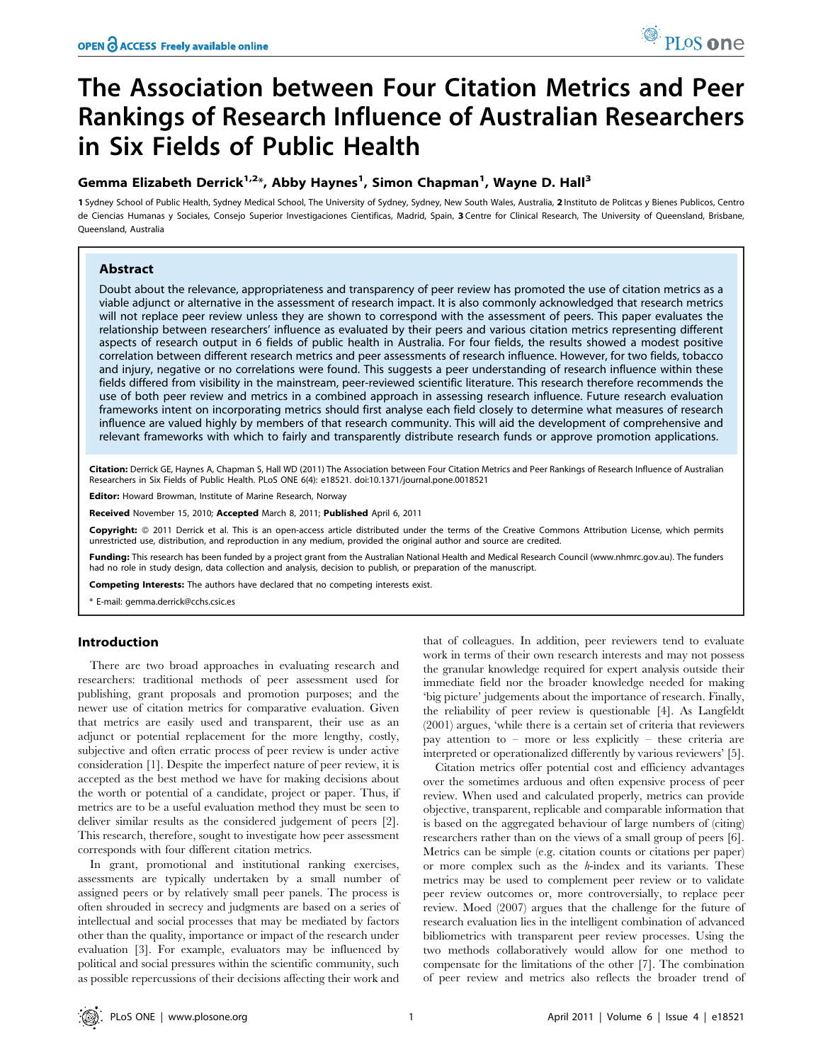# The Association between Four Citation Metrics and Peer Rankings of Research Influence of Australian Researchers in Six Fields of Public Health

**Gemma Elizabeth Derrick[1,2]*, Abby Haynes[1], Simon Chapman[1], Wayne D. Hall[3]**

1 Sydney School of Public Health, Sydney Medical School, The University of Sydney, Sydney, New South Wales, Australia, 2 Instituto de Politcas y Bienes Publicos, Centro de Ciencias Humanas y Sociales, Consejo Superior Investigaciones Cientificas, Madrid, Spain, 3 Centre for Clinical Research, The University of Queensland, Brisbane, Queensland, Australia

## Abstract

Doubt about the relevance, appropriateness and transparency of peer review has promoted the use of citation metrics as a viable adjunct or alternative in the assessment of research impact. It is also commonly acknowledged that research metrics will not replace peer review unless they are shown to correspond with the assessment of peers. This paper evaluates the relationship between researchers' influence as evaluated by their peers and various citation metrics representing different aspects of research output in 6 fields of public health in Australia. For four fields, the results showed a modest positive correlation between different research metrics and peer assessments of research influence. However, for two fields, tobacco and injury, negative or no correlations were found. This suggests a peer understanding of research influence within these fields differed from visibility in the mainstream, peer-reviewed scientific literature. This research therefore recommends the use of both peer review and metrics in a combined approach in assessing research influence. Future research evaluation frameworks intent on incorporating metrics should first analyse each field closely to determine what measures of research influence are valued highly by members of that research community. This will aid the development of comprehensive and relevant frameworks with which to fairly and transparently distribute research funds or approve promotion applications.

**Citation:** Derrick GE, Haynes A, Chapman S, Hall WD (2011) The Association between Four Citation Metrics and Peer Rankings of Research Influence of Australian Researchers in Six Fields of Public Health. PLoS ONE 6(4): e18521. doi:10.1371/journal.pone.0018521

**Editor:** Howard Browman, Institute of Marine Research, Norway

**Received** November 15, 2010; **Accepted** March 8, 2011; **Published** April 6, 2011

**Copyright:** © 2011 Derrick et al. This is an open-access article distributed under the terms of the Creative Commons Attribution License, which permits unrestricted use, distribution, and reproduction in any medium, provided the original author and source are credited.

**Funding:** This research has been funded by a project grant from the Australian National Health and Medical Research Council (www.nhmrc.gov.au). The funders had no role in study design, data collection and analysis, decision to publish, or preparation of the manuscript.

**Competing Interests:** The authors have declared that no competing interests exist.

\* E-mail: gemma.derrick@cchs.csic.es

## Introduction

There are two broad approaches in evaluating research and researchers: traditional methods of peer assessment used for publishing, grant proposals and promotion purposes; and the newer use of citation metrics for comparative evaluation. Given that metrics are easily used and transparent, their use as an adjunct or potential replacement for the more lengthy, costly, subjective and often erratic process of peer review is under active consideration [1]. Despite the imperfect nature of peer review, it is accepted as the best method we have for making decisions about the worth or potential of a candidate, project or paper. Thus, if metrics are to be a useful evaluation method they must be seen to deliver similar results as the considered judgement of peers [2]. This research, therefore, sought to investigate how peer assessment corresponds with four different citation metrics.

In grant, promotional and institutional ranking exercises, assessments are typically undertaken by a small number of assigned peers or by relatively small peer panels. The process is often shrouded in secrecy and judgments are based on a series of intellectual and social processes that may be mediated by factors other than the quality, importance or impact of the research under evaluation [3]. For example, evaluators may be influenced by political and social pressures within the scientific community, such as possible repercussions of their decisions affecting their work and that of colleagues. In addition, peer reviewers tend to evaluate work in terms of their own research interests and may not possess the granular knowledge required for expert analysis outside their immediate field nor the broader knowledge needed for making 'big picture' judgements about the importance of research. Finally, the reliability of peer review is questionable [4]. As Langfeldt (2001) argues, 'while there is a certain set of criteria that reviewers pay attention to – more or less explicitly – these criteria are interpreted or operationalized differently by various reviewers' [5].

Citation metrics offer potential cost and efficiency advantages over the sometimes arduous and often expensive process of peer review. When used and calculated properly, metrics can provide objective, transparent, replicable and comparable information that is based on the aggregated behaviour of large numbers of (citing) researchers rather than on the views of a small group of peers [6]. Metrics can be simple (e.g. citation counts or citations per paper) or more complex such as the *h*-index and its variants. These metrics may be used to complement peer review or to validate peer review outcomes or, more controversially, to replace peer review. Moed (2007) argues that the challenge for the future of research evaluation lies in the intelligent combination of advanced bibliometrics with transparent peer review processes. Using the two methods collaboratively would allow for one method to compensate for the limitations of the other [7]. The combination of peer review and metrics also reflects the broader trend of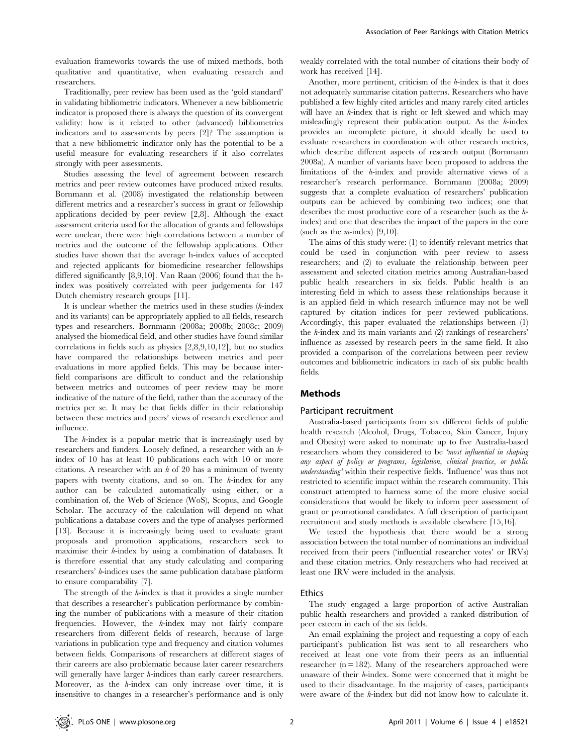evaluation frameworks towards the use of mixed methods, both qualitative and quantitative, when evaluating research and researchers.

Traditionally, peer review has been used as the 'gold standard' in validating bibliometric indicators. Whenever a new bibliometric indicator is proposed there is always the question of its convergent validity: how is it related to other (advanced) bibliometrics indicators and to assessments by peers [2]? The assumption is that a new bibliometric indicator only has the potential to be a useful measure for evaluating researchers if it also correlates strongly with peer assessments.

Studies assessing the level of agreement between research metrics and peer review outcomes have produced mixed results. Bornmann et al. (2008) investigated the relationship between different metrics and a researcher's success in grant or fellowship applications decided by peer review [2,8]. Although the exact assessment criteria used for the allocation of grants and fellowships were unclear, there were high correlations between a number of metrics and the outcome of the fellowship applications. Other studies have shown that the average h-index values of accepted and rejected applicants for biomedicine researcher fellowships differed significantly [8,9,10]. Van Raan (2006) found that the h-index was positively correlated with peer judgements for 147 Dutch chemistry research groups [11].

It is unclear whether the metrics used in these studies (*h*-index and its variants) can be appropriately applied to all fields, research types and researchers. Bornmann (2008a; 2008b; 2008c; 2009) analysed the biomedical field, and other studies have found similar correlations in fields such as physics [2,8,9,10,12], but no studies have compared the relationships between metrics and peer evaluations in more applied fields. This may be because inter-field comparisons are difficult to conduct and the relationship between metrics and outcomes of peer review may be more indicative of the nature of the field, rather than the accuracy of the metrics per se. It may be that fields differ in their relationship between these metrics and peers' views of research excellence and influence.

The *h*-index is a popular metric that is increasingly used by researchers and funders. Loosely defined, a researcher with an *h*-index of 10 has at least 10 publications each with 10 or more citations. A researcher with an *h* of 20 has a minimum of twenty papers with twenty citations, and so on. The *h*-index for any author can be calculated automatically using either, or a combination of, the Web of Science (WoS), Scopus, and Google Scholar. The accuracy of the calculation will depend on what publications a database covers and the type of analyses performed [13]. Because it is increasingly being used to evaluate grant proposals and promotion applications, researchers seek to maximise their *h*-index by using a combination of databases. It is therefore essential that any study calculating and comparing researchers' *h*-indices uses the same publication database platform to ensure comparability [7].

The strength of the *h*-index is that it provides a single number that describes a researcher's publication performance by combining the number of publications with a measure of their citation frequencies. However, the *h*-index may not fairly compare researchers from different fields of research, because of large variations in publication type and frequency and citation volumes between fields. Comparisons of researchers at different stages of their careers are also problematic because later career researchers will generally have larger *h*-indices than early career researchers. Moreover, as the *h*-index can only increase over time, it is insensitive to changes in a researcher's performance and is only weakly correlated with the total number of citations their body of work has received [14].

Another, more pertinent, criticism of the *h*-index is that it does not adequately summarise citation patterns. Researchers who have published a few highly cited articles and many rarely cited articles will have an *h*-index that is right or left skewed and which may misleadingly represent their publication output. As the *h*-index provides an incomplete picture, it should ideally be used to evaluate researchers in coordination with other research metrics, which describe different aspects of research output (Bornmann 2008a). A number of variants have been proposed to address the limitations of the *h*-index and provide alternative views of a researcher's research performance. Bornmann (2008a; 2009) suggests that a complete evaluation of researchers' publication outputs can be achieved by combining two indices; one that describes the most productive core of a researcher (such as the *h*-index) and one that describes the impact of the papers in the core (such as the *m*-index) [9,10].

The aims of this study were: (1) to identify relevant metrics that could be used in conjunction with peer review to assess researchers; and (2) to evaluate the relationship between peer assessment and selected citation metrics among Australian-based public health researchers in six fields. Public health is an interesting field in which to assess these relationships because it is an applied field in which research influence may not be well captured by citation indices for peer reviewed publications. Accordingly, this paper evaluated the relationships between (1) the *h*-index and its main variants and (2) rankings of researchers' influence as assessed by research peers in the same field. It also provided a comparison of the correlations between peer review outcomes and bibliometric indicators in each of six public health fields.

## Methods

### Participant recruitment

Australia-based participants from six different fields of public health research (Alcohol, Drugs, Tobacco, Skin Cancer, Injury and Obesity) were asked to nominate up to five Australia-based researchers whom they considered to be *'most influential in shaping any aspect of policy or programs, legislation, clinical practice, or public understanding'* within their respective fields. 'Influence' was thus not restricted to scientific impact within the research community. This construct attempted to harness some of the more elusive social considerations that would be likely to inform peer assessment of grant or promotional candidates. A full description of participant recruitment and study methods is available elsewhere [15,16].

We tested the hypothesis that there would be a strong association between the total number of nominations an individual received from their peers ('influential researcher votes' or IRVs) and these citation metrics. Only researchers who had received at least one IRV were included in the analysis.

### Ethics

The study engaged a large proportion of active Australian public health researchers and provided a ranked distribution of peer esteem in each of the six fields.

An email explaining the project and requesting a copy of each participant's publication list was sent to all researchers who received at least one vote from their peers as an influential researcher ($n = 182$). Many of the researchers approached were unaware of their *h*-index. Some were concerned that it might be used to their disadvantage. In the majority of cases, participants were aware of the *h*-index but did not know how to calculate it.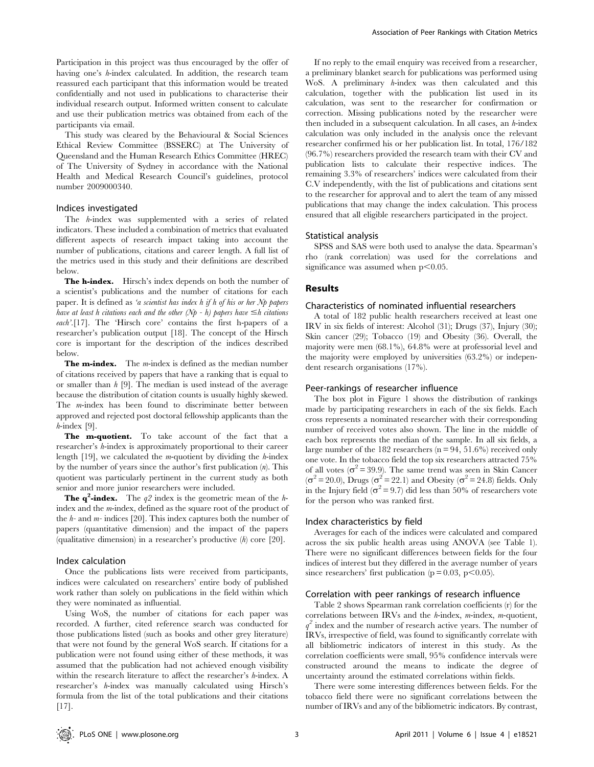Participation in this project was thus encouraged by the offer of having one's *h*-index calculated. In addition, the research team reassured each participant that this information would be treated confidentially and not used in publications to characterise their individual research output. Informed written consent to calculate and use their publication metrics was obtained from each of the participants via email.

This study was cleared by the Behavioural & Social Sciences Ethical Review Committee (BSSERC) at The University of Queensland and the Human Research Ethics Committee (HREC) of The University of Sydney in accordance with the National Health and Medical Research Council's guidelines, protocol number 2009000340.

### Indices investigated

The *h*-index was supplemented with a series of related indicators. These included a combination of metrics that evaluated different aspects of research impact taking into account the number of publications, citations and career length. A full list of the metrics used in this study and their definitions are described below.

**The h-index.** Hirsch's index depends on both the number of a scientist's publications and the number of citations for each paper. It is defined as *'a scientist has index h if h of his or her Np papers have at least h citations each and the other (Np - h) papers have ≤h citations each'*.[17]. The 'Hirsch core' contains the first h-papers of a researcher's publication output [18]. The concept of the Hirsch core is important for the description of the indices described below.

**The m-index.** The *m*-index is defined as the median number of citations received by papers that have a ranking that is equal to or smaller than *h* [9]. The median is used instead of the average because the distribution of citation counts is usually highly skewed. The *m*-index has been found to discriminate better between approved and rejected post doctoral fellowship applicants than the *h*-index [9].

**The m-quotient.** To take account of the fact that a researcher's *h*-index is approximately proportional to their career length [19], we calculated the *m*-quotient by dividing the *h*-index by the number of years since the author's first publication (*n*). This quotient was particularly pertinent in the current study as both senior and more junior researchers were included.

**The $q^2$-index.** The *q2* index is the geometric mean of the *h*-index and the *m*-index, defined as the square root of the product of the *h*- and *m*- indices [20]. This index captures both the number of papers (quantitative dimension) and the impact of the papers (qualitative dimension) in a researcher's productive (*h*) core [20].

### Index calculation

Once the publications lists were received from participants, indices were calculated on researchers' entire body of published work rather than solely on publications in the field within which they were nominated as influential.

Using WoS, the number of citations for each paper was recorded. A further, cited reference search was conducted for those publications listed (such as books and other grey literature) that were not found by the general WoS search. If citations for a publication were not found using either of these methods, it was assumed that the publication had not achieved enough visibility within the research literature to affect the researcher's *h*-index. A researcher's *h*-index was manually calculated using Hirsch's formula from the list of the total publications and their citations [17].

If no reply to the email enquiry was received from a researcher, a preliminary blanket search for publications was performed using WoS. A preliminary *h*-index was then calculated and this calculation, together with the publication list used in its calculation, was sent to the researcher for confirmation or correction. Missing publications noted by the researcher were then included in a subsequent calculation. In all cases, an *h*-index calculation was only included in the analysis once the relevant researcher confirmed his or her publication list. In total, 176/182 (96.7%) researchers provided the research team with their CV and publication lists to calculate their respective indices. The remaining 3.3% of researchers' indices were calculated from their C.V independently, with the list of publications and citations sent to the researcher for approval and to alert the team of any missed publications that may change the index calculation. This process ensured that all eligible researchers participated in the project.

### Statistical analysis

SPSS and SAS were both used to analyse the data. Spearman's rho (rank correlation) was used for the correlations and significance was assumed when $p<0.05$.

## Results

### Characteristics of nominated influential researchers

A total of 182 public health researchers received at least one IRV in six fields of interest: Alcohol (31); Drugs (37), Injury (30); Skin cancer (29); Tobacco (19) and Obesity (36). Overall, the majority were men (68.1%), 64.8% were at professorial level and the majority were employed by universities (63.2%) or independent research organisations (17%).

### Peer-rankings of researcher influence

The box plot in Figure 1 shows the distribution of rankings made by participating researchers in each of the six fields. Each cross represents a nominated researcher with their corresponding number of received votes also shown. The line in the middle of each box represents the median of the sample. In all six fields, a large number of the 182 researchers ($n = 94$, 51.6%) received only one vote. In the tobacco field the top six researchers attracted 75% of all votes ($\sigma^2 = 39.9$). The same trend was seen in Skin Cancer ($\sigma^2 = 20.0$), Drugs ($\sigma^2 = 22.1$) and Obesity ($\sigma^2 = 24.8$) fields. Only in the Injury field ($\sigma^2 = 9.7$) did less than 50% of researchers vote for the person who was ranked first.

### Index characteristics by field

Averages for each of the indices were calculated and compared across the six public health areas using ANOVA (see Table 1). There were no significant differences between fields for the four indices of interest but they differed in the average number of years since researchers' first publication ($p = 0.03$, $p<0.05$).

### Correlation with peer rankings of research influence

Table 2 shows Spearman rank correlation coefficients (r) for the correlations between IRVs and the *h*-index, *m*-index, *m*-quotient, $q^2$ index and the number of research active years. The number of IRVs, irrespective of field, was found to significantly correlate with all bibliometric indicators of interest in this study. As the correlation coefficients were small, 95% confidence intervals were constructed around the means to indicate the degree of uncertainty around the estimated correlations within fields.

There were some interesting differences between fields. For the tobacco field there were no significant correlations between the number of IRVs and any of the bibliometric indicators. By contrast,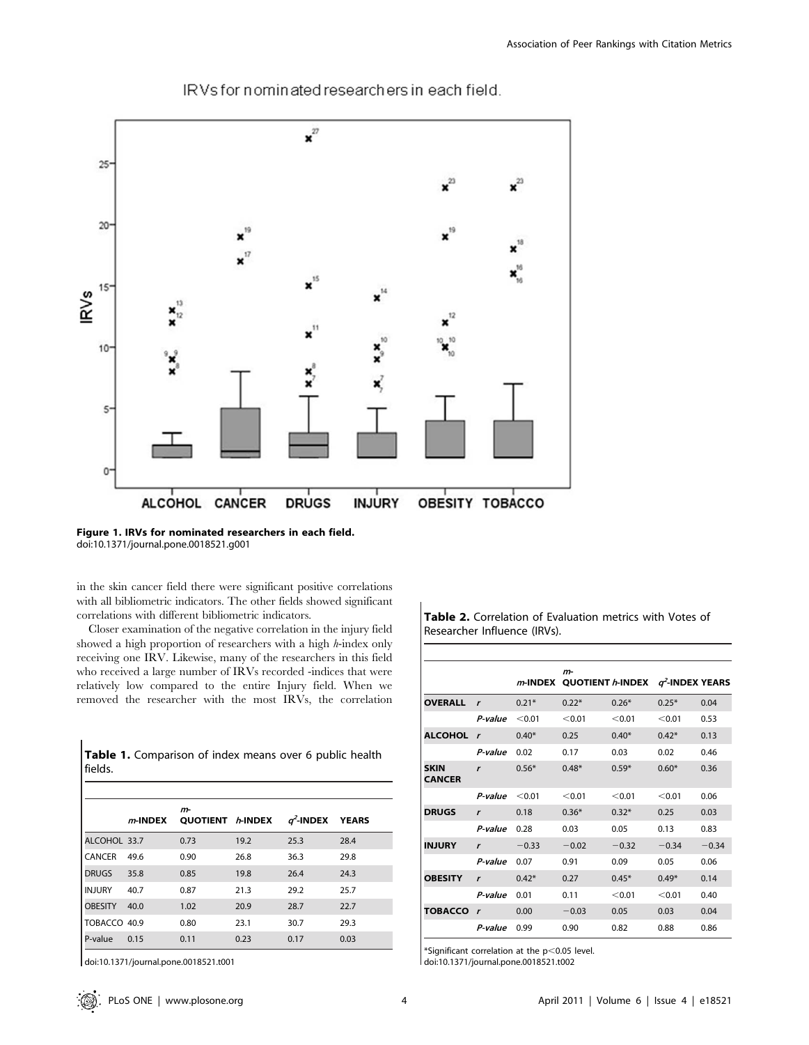Figure 1. IRVs for nominated researchers in each field.
doi:10.1371/journal.pone.0018521.g001

in the skin cancer field there were significant positive correlations with all bibliometric indicators. The other fields showed significant correlations with different bibliometric indicators.

Closer examination of the negative correlation in the injury field showed a high proportion of researchers with a high *h*-index only receiving one IRV. Likewise, many of the researchers in this field who received a large number of IRVs recorded -indices that were relatively low compared to the entire Injury field. When we removed the researcher with the most IRVs, the correlation

**Table 1.** Comparison of index means over 6 public health fields.

| | *m*-INDEX | *m*-QUOTIENT | *h*-INDEX | $q^2$-INDEX | YEARS |
|---|---|---|---|---|---|
| ALCOHOL | 33.7 | 0.73 | 19.2 | 25.3 | 28.4 |
| CANCER | 49.6 | 0.90 | 26.8 | 36.3 | 29.8 |
| DRUGS | 35.8 | 0.85 | 19.8 | 26.4 | 24.3 |
| INJURY | 40.7 | 0.87 | 21.3 | 29.2 | 25.7 |
| OBESITY | 40.0 | 1.02 | 20.9 | 28.7 | 22.7 |
| TOBACCO | 40.9 | 0.80 | 23.1 | 30.7 | 29.3 |
| P-value | 0.15 | 0.11 | 0.23 | 0.17 | 0.03 |

doi:10.1371/journal.pone.0018521.t001

**Table 2.** Correlation of Evaluation metrics with Votes of Researcher Influence (IRVs).

| | | *m*-INDEX | *m*-QUOTIENT | *h*-INDEX | $q^2$-INDEX | YEARS |
|---|---|---|---|---|---|---|
| **OVERALL** | *r* | 0.21* | 0.22* | 0.26* | 0.25* | 0.04 |
| | *P-value* | <0.01 | <0.01 | <0.01 | <0.01 | 0.53 |
| **ALCOHOL** | *r* | 0.40* | 0.25 | 0.40* | 0.42* | 0.13 |
| | *P-value* | 0.02 | 0.17 | 0.03 | 0.02 | 0.46 |
| **SKIN CANCER** | *r* | 0.56* | 0.48* | 0.59* | 0.60* | 0.36 |
| | *P-value* | <0.01 | <0.01 | <0.01 | <0.01 | 0.06 |
| **DRUGS** | *r* | 0.18 | 0.36* | 0.32* | 0.25 | 0.03 |
| | *P-value* | 0.28 | 0.03 | 0.05 | 0.13 | 0.83 |
| **INJURY** | *r* | −0.33 | −0.02 | −0.32 | −0.34 | −0.34 |
| | *P-value* | 0.07 | 0.91 | 0.09 | 0.05 | 0.06 |
| **OBESITY** | *r* | 0.42* | 0.27 | 0.45* | 0.49* | 0.14 |
| | *P-value* | 0.01 | 0.11 | <0.01 | <0.01 | 0.40 |
| **TOBACCO** | *r* | 0.00 | −0.03 | 0.05 | 0.03 | 0.04 |
| | *P-value* | 0.99 | 0.90 | 0.82 | 0.88 | 0.86 |

*Significant correlation at the $p<0.05$ level.
doi:10.1371/journal.pone.0018521.t002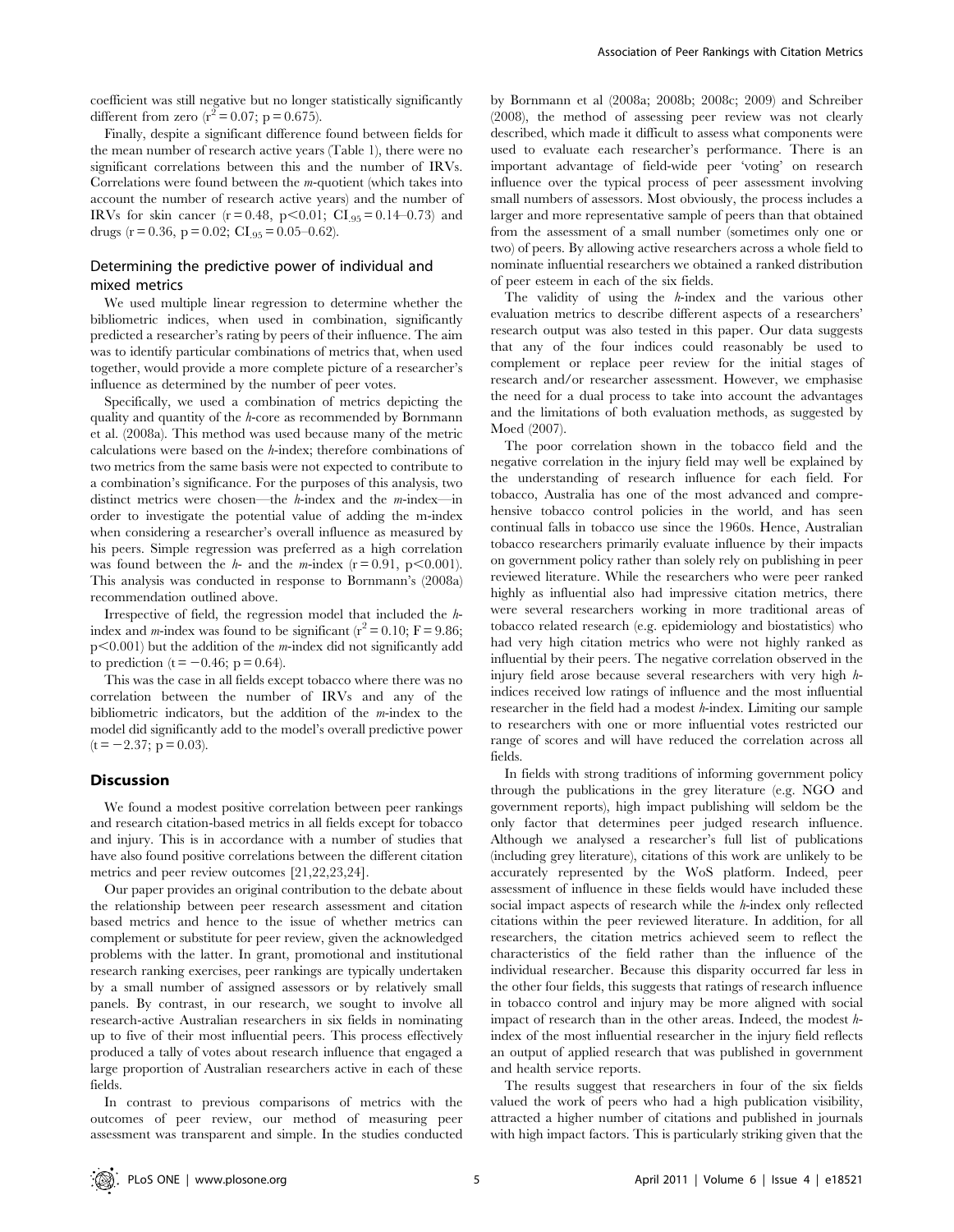coefficient was still negative but no longer statistically significantly different from zero ($r^2 = 0.07$; $p = 0.675$).

Finally, despite a significant difference found between fields for the mean number of research active years (Table 1), there were no significant correlations between this and the number of IRVs. Correlations were found between the *m*-quotient (which takes into account the number of research active years) and the number of IRVs for skin cancer ($r = 0.48$, $p < 0.01$; $CI_{.95} = 0.14–0.73$) and drugs ($r = 0.36$, $p = 0.02$; $CI_{.95} = 0.05–0.62$).

## Determining the predictive power of individual and mixed metrics

We used multiple linear regression to determine whether the bibliometric indices, when used in combination, significantly predicted a researcher's rating by peers of their influence. The aim was to identify particular combinations of metrics that, when used together, would provide a more complete picture of a researcher's influence as determined by the number of peer votes.

Specifically, we used a combination of metrics depicting the quality and quantity of the *h*-core as recommended by Bornmann et al. (2008a). This method was used because many of the metric calculations were based on the *h*-index; therefore combinations of two metrics from the same basis were not expected to contribute to a combination's significance. For the purposes of this analysis, two distinct metrics were chosen—the *h*-index and the *m*-index—in order to investigate the potential value of adding the m-index when considering a researcher's overall influence as measured by his peers. Simple regression was preferred as a high correlation was found between the *h*- and the *m*-index ($r = 0.91$, $p < 0.001$). This analysis was conducted in response to Bornmann's (2008a) recommendation outlined above.

Irrespective of field, the regression model that included the *h*-index and *m*-index was found to be significant ($r^2 = 0.10$; $F = 9.86$; $p < 0.001$) but the addition of the *m*-index did not significantly add to prediction ($t = -0.46$; $p = 0.64$).

This was the case in all fields except tobacco where there was no correlation between the number of IRVs and any of the bibliometric indicators, but the addition of the *m*-index to the model did significantly add to the model's overall predictive power ($t = -2.37$; $p = 0.03$).

# Discussion

We found a modest positive correlation between peer rankings and research citation-based metrics in all fields except for tobacco and injury. This is in accordance with a number of studies that have also found positive correlations between the different citation metrics and peer review outcomes [21,22,23,24].

Our paper provides an original contribution to the debate about the relationship between peer research assessment and citation based metrics and hence to the issue of whether metrics can complement or substitute for peer review, given the acknowledged problems with the latter. In grant, promotional and institutional research ranking exercises, peer rankings are typically undertaken by a small number of assigned assessors or by relatively small panels. By contrast, in our research, we sought to involve all research-active Australian researchers in six fields in nominating up to five of their most influential peers. This process effectively produced a tally of votes about research influence that engaged a large proportion of Australian researchers active in each of these fields.

In contrast to previous comparisons of metrics with the outcomes of peer review, our method of measuring peer assessment was transparent and simple. In the studies conducted by Bornmann et al (2008a; 2008b; 2008c; 2009) and Schreiber (2008), the method of assessing peer review was not clearly described, which made it difficult to assess what components were used to evaluate each researcher's performance. There is an important advantage of field-wide peer 'voting' on research influence over the typical process of peer assessment involving small numbers of assessors. Most obviously, the process includes a larger and more representative sample of peers than that obtained from the assessment of a small number (sometimes only one or two) of peers. By allowing active researchers across a whole field to nominate influential researchers we obtained a ranked distribution of peer esteem in each of the six fields.

The validity of using the *h*-index and the various other evaluation metrics to describe different aspects of a researchers' research output was also tested in this paper. Our data suggests that any of the four indices could reasonably be used to complement or replace peer review for the initial stages of research and/or researcher assessment. However, we emphasise the need for a dual process to take into account the advantages and the limitations of both evaluation methods, as suggested by Moed (2007).

The poor correlation shown in the tobacco field and the negative correlation in the injury field may well be explained by the understanding of research influence for each field. For tobacco, Australia has one of the most advanced and comprehensive tobacco control policies in the world, and has seen continual falls in tobacco use since the 1960s. Hence, Australian tobacco researchers primarily evaluate influence by their impacts on government policy rather than solely rely on publishing in peer reviewed literature. While the researchers who were peer ranked highly as influential also had impressive citation metrics, there were several researchers working in more traditional areas of tobacco related research (e.g. epidemiology and biostatistics) who had very high citation metrics who were not highly ranked as influential by their peers. The negative correlation observed in the injury field arose because several researchers with very high *h*-indices received low ratings of influence and the most influential researcher in the field had a modest *h*-index. Limiting our sample to researchers with one or more influential votes restricted our range of scores and will have reduced the correlation across all fields.

In fields with strong traditions of informing government policy through the publications in the grey literature (e.g. NGO and government reports), high impact publishing will seldom be the only factor that determines peer judged research influence. Although we analysed a researcher's full list of publications (including grey literature), citations of this work are unlikely to be accurately represented by the WoS platform. Indeed, peer assessment of influence in these fields would have included these social impact aspects of research while the *h*-index only reflected citations within the peer reviewed literature. In addition, for all researchers, the citation metrics achieved seem to reflect the characteristics of the field rather than the influence of the individual researcher. Because this disparity occurred far less in the other four fields, this suggests that ratings of research influence in tobacco control and injury may be more aligned with social impact of research than in the other areas. Indeed, the modest *h*-index of the most influential researcher in the injury field reflects an output of applied research that was published in government and health service reports.

The results suggest that researchers in four of the six fields valued the work of peers who had a high publication visibility, attracted a higher number of citations and published in journals with high impact factors. This is particularly striking given that the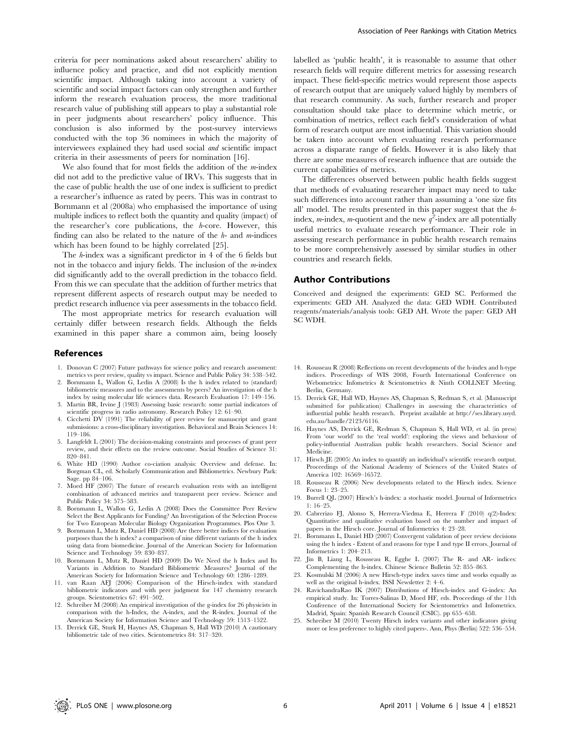criteria for peer nominations asked about researchers' ability to influence policy and practice, and did not explicitly mention scientific impact. Although taking into account a variety of scientific and social impact factors can only strengthen and further inform the research evaluation process, the more traditional research value of publishing still appears to play a substantial role in peer judgments about researchers' policy influence. This conclusion is also informed by the post-survey interviews conducted with the top 36 nominees in which the majority of interviewees explained they had used social *and* scientific impact criteria in their assessments of peers for nomination [16].

We also found that for most fields the addition of the *m*-index did not add to the predictive value of IRVs. This suggests that in the case of public health the use of one index is sufficient to predict a researcher's influence as rated by peers. This was in contrast to Bornmann et al (2008a) who emphasised the importance of using multiple indices to reflect both the quantity and quality (impact) of the researcher's core publications, the *h*-core. However, this finding can also be related to the nature of the *h*- and *m*-indices which has been found to be highly correlated [25].

The *h*-index was a significant predictor in 4 of the 6 fields but not in the tobacco and injury fields. The inclusion of the *m*-index did significantly add to the overall prediction in the tobacco field. From this we can speculate that the addition of further metrics that represent different aspects of research output may be needed to predict research influence via peer assessments in the tobacco field.

The most appropriate metrics for research evaluation will certainly differ between research fields. Although the fields examined in this paper share a common aim, being loosely labelled as 'public health', it is reasonable to assume that other research fields will require different metrics for assessing research impact. These field-specific metrics would represent those aspects of research output that are uniquely valued highly by members of that research community. As such, further research and proper consultation should take place to determine which metric, or combination of metrics, reflect each field's consideration of what form of research output are most influential. This variation should be taken into account when evaluating research performance across a disparate range of fields. However it is also likely that there are some measures of research influence that are outside the current capabilities of metrics.

The differences observed between public health fields suggest that methods of evaluating researcher impact may need to take such differences into account rather than assuming a 'one size fits all' model. The results presented in this paper suggest that the *h*-index, *m*-index, *m*-quotient and the new $q^2$-index are all potentially useful metrics to evaluate research performance. Their role in assessing research performance in public health research remains to be more comprehensively assessed by similar studies in other countries and research fields.

## Author Contributions

Conceived and designed the experiments: GED SC. Performed the experiments: GED AH. Analyzed the data: GED WDH. Contributed reagents/materials/analysis tools: GED AH. Wrote the paper: GED AH SC WDH.

## References

1. Donovan C (2007) Future pathways for science policy and research assessment: metrics vs peer review, quality vs impact. Science and Public Policy 34: 538–542.
2. Bornmann L, Wallon G, Ledin A (2008) Is the h index related to (standard) bibliometric measures and to the assessments by peers? An investigation of the h index by using molecular life sciences data. Research Evaluation 17: 149–156.
3. Martin BR, Irvine J (1983) Assessing basic research: some partial indicators of scientific progress in radio astronomy. Research Policy 12: 61–90.
4. Cicchetti DV (1991) The reliability of peer review for manuscript and grant submissions: a cross-disciplinary investigation. Behavioral and Brain Sciences 14: 119–186.
5. Langfeldt L (2001) The decision-making constraints and processes of grant peer review, and their effects on the review outcome. Social Studies of Science 31: 820–841.
6. White HD (1990) Author co-ciation analysis: Overview and defense. In: Borgman CL, ed. Scholarly Communication and Bibliometrics. Newbury Park: Sage. pp 84–106.
7. Moed HF (2007) The future of research evaluation rests with an intelligent combination of advanced metrics and transparent peer review. Science and Public Policy 34: 575–583.
8. Bornmann L, Wallon G, Ledin A (2008) Does the Committee Peer Review Select the Best Applicants for Funding? An Investigation of the Selection Process for Two European Molecular Biology Organization Programmes. Plos One 3.
9. Bornmann L, Mutz R, Daniel HD (2008) Are there better indices for evaluation purposes than the h index? a comparison of nine different variants of the h index using data from biomedicine. Journal of the American Society for Information Science and Technology 59: 830–837.
10. Bornmann L, Mutz R, Daniel HD (2009) Do We Need the h Index and Its Variants in Addition to Standard Bibliometric Measures? Journal of the American Society for Information Science and Technology 60: 1286–1289.
11. van Raan AFJ (2006) Comparison of the Hirsch-index with standard bibliometric indicators and with peer judgment for 147 chemistry research groups. Scientometrics 67: 491–502.
12. Schreiber M (2008) An empirical investigation of the g-index for 26 physicists in comparison with the h-Index, the A-index, and the R-index. Journal of the American Society for Information Science and Technology 59: 1513–1522.
13. Derrick GE, Sturk H, Haynes AS, Chapman S, Hall WD (2010) A cautionary bibliometric tale of two cities. Scientometrics 84: 317–320.
14. Rousseau R (2008) Reflections on recent developments of the h-index and h-type indices. Proceedings of WIS 2008, Fourth International Conference on Webometrics: Infometrics & Scientometrics & Ninth COLLNET Meeting. Berlin, Germany.
15. Derrick GE, Hall WD, Haynes AS, Chapman S, Redman S, et al. (Manuscript submitted for publication) Challenges in assessing the characteristics of influential public health research. Preprint available at http://ses.library.usyd.edu.au/handle/2123/6116.
16. Haynes AS, Derrick GE, Redman S, Chapman S, Hall WD, et al. (in press) From 'our world' to the 'real world': exploring the views and behaviour of policy-influential Australian public health researchers. Social Science and Medicine.
17. Hirsch JE (2005) An index to quantify an individual's scientific research output. Proceedings of the National Academy of Sciences of the United States of America 102: 16569–16572.
18. Rousseau R (2006) New developments related to the Hirsch index. Science Focus 1: 23–25.
19. Burrell QL (2007) Hirsch's h-index: a stochastic model. Journal of Informetrics 1: 16–25.
20. Cabrerizo FJ, Alonso S, Herrera-Viedma E, Herrera F (2010) q(2)-Index: Quantitative and qualitative evaluation based on the number and impact of papers in the Hirsch core. Journal of Informetrics 4: 23–28.
21. Bornmann L, Daniel HD (2007) Convergent validation of peer review decisions using the h index - Extent of and reasons for type I and type II errors. Journal of Informetrics 1: 204–213.
22. Jin B, Liang L, Rousseau R, Egghe L (2007) The R- and AR- indices: Complementing the h-index. Chinese Science Bulletin 52: 855–863.
23. Kosmulski M (2006) A new Hirsch-type index saves time and works equally as well as the original h-index. ISSI Newsletter 2: 4–6.
24. RavichandraRao IK (2007) Distributions of Hirsch-index and G-index: An empirical study. In: Torres-Salinas D, Moed HF, eds. Proceedings of the 11th Conference of the International Society for Scientometrics and Infometrics. Madrid, Spain: Spanish Research Council (CSIC). pp 655–658.
25. Schreiber M (2010) Twenty Hirsch index variants and other indicators giving more or less preference to highly cited papers-. Ann, Phys (Berlin) 522: 536–554.